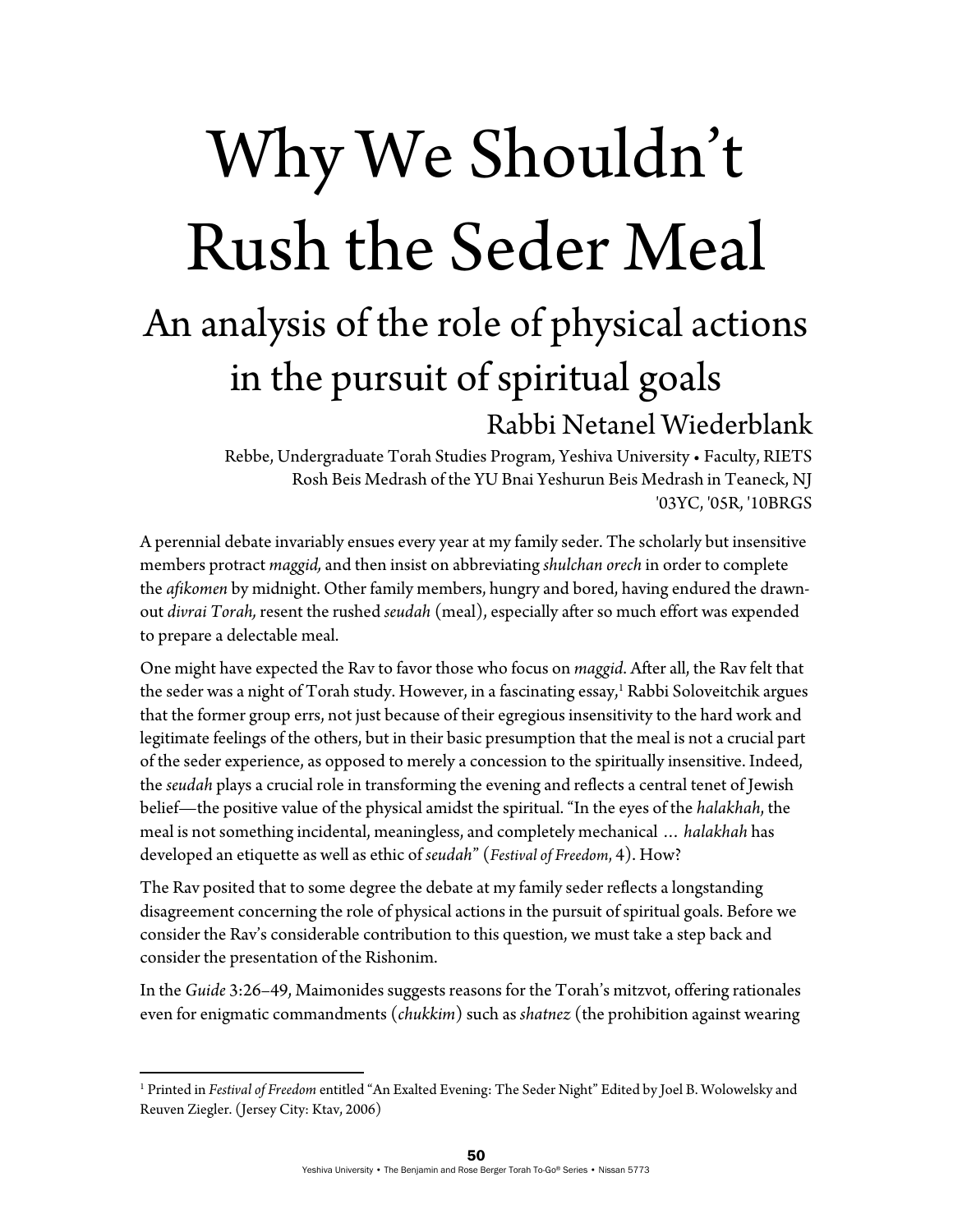# Why We Shouldn't Rush the Seder Meal

## An analysis of the role of physical actions in the pursuit of spiritual goals

### Rabbi Netanel Wiederblank

Rebbe, Undergraduate Torah Studies Program, Yeshiva University • Faculty, RIETS
Rosh Beis Medrash of the YU Bnai Yeshurun Beis Medrash in Teaneck, NJ
'03YC, '05R, '10BRGS

A perennial debate invariably ensues every year at my family seder. The scholarly but insensitive members protract *maggid,* and then insist on abbreviating *shulchan orech* in order to complete the *afikomen* by midnight. Other family members, hungry and bored, having endured the drawn-out *divrai Torah,* resent the rushed *seudah* (meal), especially after so much effort was expended to prepare a delectable meal.

One might have expected the Rav to favor those who focus on *maggid*. After all, the Rav felt that the seder was a night of Torah study. However, in a fascinating essay,[1] Rabbi Soloveitchik argues that the former group errs, not just because of their egregious insensitivity to the hard work and legitimate feelings of the others, but in their basic presumption that the meal is not a crucial part of the seder experience, as opposed to merely a concession to the spiritually insensitive. Indeed, the *seudah* plays a crucial role in transforming the evening and reflects a central tenet of Jewish belief—the positive value of the physical amidst the spiritual. "In the eyes of the *halakhah*, the meal is not something incidental, meaningless, and completely mechanical … *halakhah* has developed an etiquette as well as ethic of *seudah*" (*Festival of Freedom*, 4). How?

The Rav posited that to some degree the debate at my family seder reflects a longstanding disagreement concerning the role of physical actions in the pursuit of spiritual goals. Before we consider the Rav's considerable contribution to this question, we must take a step back and consider the presentation of the Rishonim.

In the *Guide* 3:26–49, Maimonides suggests reasons for the Torah's mitzvot, offering rationales even for enigmatic commandments (*chukkim*) such as *shatnez* (the prohibition against wearing

[1] Printed in *Festival of Freedom* entitled "An Exalted Evening: The Seder Night" Edited by Joel B. Wolowelsky and Reuven Ziegler. (Jersey City: Ktav, 2006)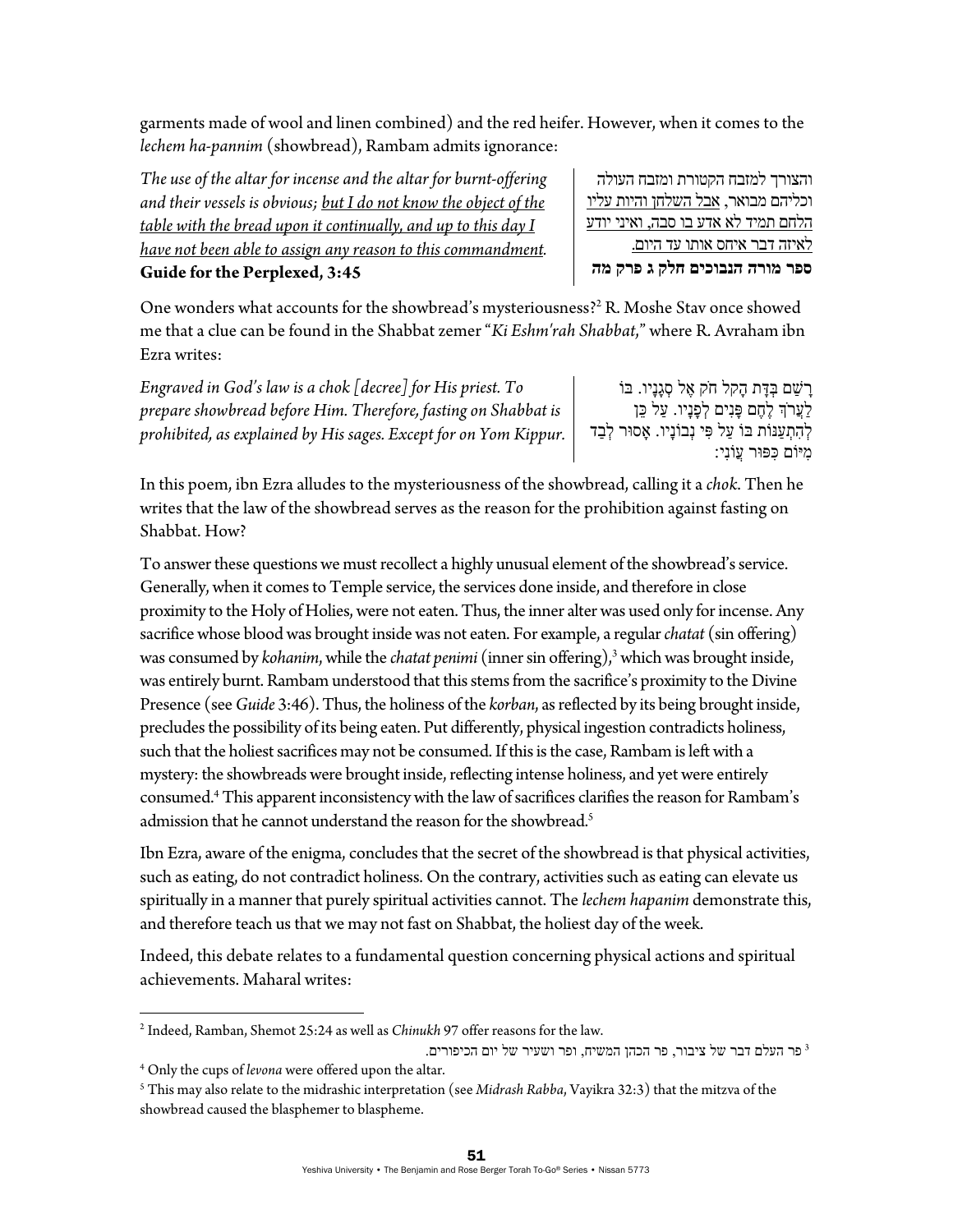garments made of wool and linen combined) and the red heifer. However, when it comes to the *lechem ha-pannim* (showbread), Rambam admits ignorance:

*The use of the altar for incense and the altar for burnt-offering and their vessels is obvious; but I do not know the object of the table with the bread upon it continually, and up to this day I have not been able to assign any reason to this commandment.*
**Guide for the Perplexed, 3:45**

והצורך למזבח הקטורת ומזבח העולה וכליהם מבואר, אבל השלחן והיות עליו הלחם תמיד לא אדע בו סבה, ואיני יודע לאיזה דבר איחס אותו עד היום.
**ספר מורה הנבוכים חלק ג פרק מה**

One wonders what accounts for the showbread's mysteriousness?[2] R. Moshe Stav once showed me that a clue can be found in the Shabbat zemer "*Ki Eshm'rah Shabbat*," where R. Avraham ibn Ezra writes:

*Engraved in God's law is a chok [decree] for His priest. To prepare showbread before Him. Therefore, fasting on Shabbat is prohibited, as explained by His sages. Except for on Yom Kippur.*

רָשַׁם בְּדָת הָקֵל חֹק אֶל סְגָנָיו. בּוֹ לַעֲרֹךְ לֶחֶם פָּנִים לְפָנָיו. עַל כֵּן לְהִתְעַנּוֹת בּוֹ עַל פִּי נְבוֹנָיו. אָסוּר לְבַד מִיּוֹם כִּפּוּר עֲוֹנִי:

In this poem, ibn Ezra alludes to the mysteriousness of the showbread, calling it a *chok*. Then he writes that the law of the showbread serves as the reason for the prohibition against fasting on Shabbat. How?

To answer these questions we must recollect a highly unusual element of the showbread's service. Generally, when it comes to Temple service, the services done inside, and therefore in close proximity to the Holy of Holies, were not eaten. Thus, the inner alter was used only for incense. Any sacrifice whose blood was brought inside was not eaten. For example, a regular *chatat* (sin offering) was consumed by *kohanim*, while the *chatat penimi* (inner sin offering),[3] which was brought inside, was entirely burnt. Rambam understood that this stems from the sacrifice's proximity to the Divine Presence (see *Guide* 3:46). Thus, the holiness of the *korban*, as reflected by its being brought inside, precludes the possibility of its being eaten. Put differently, physical ingestion contradicts holiness, such that the holiest sacrifices may not be consumed. If this is the case, Rambam is left with a mystery: the showbreads were brought inside, reflecting intense holiness, and yet were entirely consumed.[4] This apparent inconsistency with the law of sacrifices clarifies the reason for Rambam's admission that he cannot understand the reason for the showbread.[5]

Ibn Ezra, aware of the enigma, concludes that the secret of the showbread is that physical activities, such as eating, do not contradict holiness. On the contrary, activities such as eating can elevate us spiritually in a manner that purely spiritual activities cannot. The *lechem hapanim* demonstrate this, and therefore teach us that we may not fast on Shabbat, the holiest day of the week.

Indeed, this debate relates to a fundamental question concerning physical actions and spiritual achievements. Maharal writes:

---

[2] Indeed, Ramban, Shemot 25:24 as well as *Chinukh* 97 offer reasons for the law.

[3] פר העלם דבר של ציבור, פר הכהן המשיח, ופר ושעיר של יום הכיפורים.

[4] Only the cups of *levona* were offered upon the altar.

[5] This may also relate to the midrashic interpretation (see *Midrash Rabba*, Vayikra 32:3) that the mitzva of the showbread caused the blasphemer to blaspheme.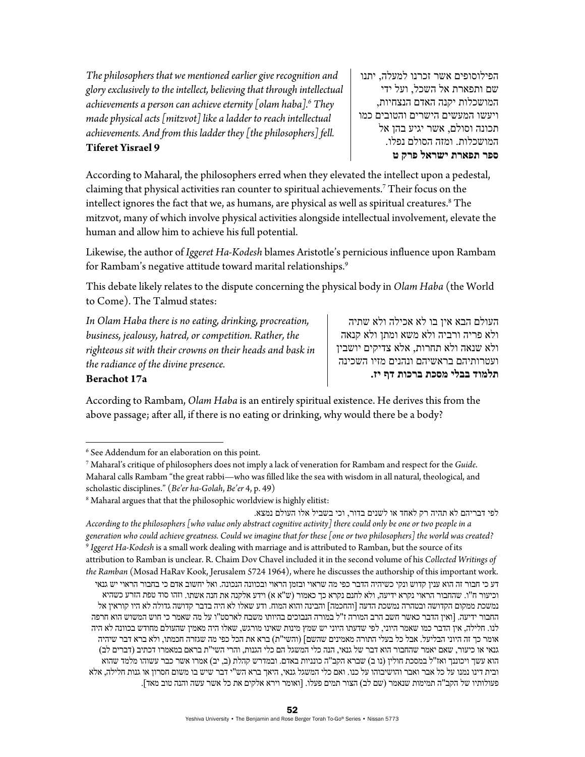*The philosophers that we mentioned earlier give recognition and glory exclusively to the intellect, believing that through intellectual achievements a person can achieve eternity [olam haba].*[6] *They made physical acts [mitzvot] like a ladder to reach intellectual achievements. And from this ladder they [the philosophers] fell.*
**Tiferet Yisrael 9**

הפילוסופים אשר זכרנו למעלה, יתנו שם ותפארת אל השכל, ועל ידי המושכלות יקנה האדם הנצחיות, ויעשו המעשים הישרים והטובים כמו תכונה וסולם, אשר יגיע בהן אל המושכלות. ומזה הסולם נפלו.
**ספר תפארת ישראל פרק ט**

According to Maharal, the philosophers erred when they elevated the intellect upon a pedestal, claiming that physical activities ran counter to spiritual achievements.[7] Their focus on the intellect ignores the fact that we, as humans, are physical as well as spiritual creatures.[8] The mitzvot, many of which involve physical activities alongside intellectual involvement, elevate the human and allow him to achieve his full potential.

Likewise, the author of *Iggeret Ha-Kodesh* blames Aristotle's pernicious influence upon Rambam for Rambam's negative attitude toward marital relationships.[9]

This debate likely relates to the dispute concerning the physical body in *Olam Haba* (the World to Come). The Talmud states:

*In Olam Haba there is no eating, drinking, procreation, business, jealousy, hatred, or competition. Rather, the righteous sit with their crowns on their heads and bask in the radiance of the divine presence.*
**Berachot 17a**

העולם הבא אין בו לא אכילה ולא שתיה ולא פריה ורביה ולא משא ומתן ולא קנאה ולא שנאה ולא תחרות, אלא צדיקים יושבין ועטרותיהם בראשיהם ונהנים מזיו השכינה
**תלמוד בבלי מסכת ברכות דף יז.**

According to Rambam, *Olam Haba* is an entirely spiritual existence. He derives this from the above passage; after all, if there is no eating or drinking, why would there be a body?

---

[6] See Addendum for an elaboration on this point.

[7] Maharal's critique of philosophers does not imply a lack of veneration for Rambam and respect for the *Guide*. Maharal calls Rambam "the great rabbi—who was filled like the sea with wisdom in all natural, theological, and scholastic disciplines." (*Be'er ha-Golah*, *Be'er* 4, p. 49)

[8] Maharal argues that that the philosophic worldview is highly elitist:

לפי דבריהם לא תהיה רק לאחד או לשנים בדור, וכי בשביל אלו העולם נמצא.

*According to the philosophers [who value only abstract cognitive activity] there could only be one or two people in a generation who could achieve greatness. Could we imagine that for these [one or two philosophers] the world was created?*

[9] *Iggeret Ha-Kodesh* is a small work dealing with marriage and is attributed to Ramban, but the source of its attribution to Ramban is unclear. R. Chaim Dov Chavel included it in the second volume of his *Collected Writings of the Ramban* (Mosad HaRav Kook, Jerusalem 5724 1964), where he discusses the authorship of this important work.

דע כי חבור זה הוא ענין קדוש ונקי כשיהיה הדבר כפי מה שראוי ובזמן הראוי ובכוונה הנכונה. ואל יחשוב אדם כי בחבור הראוי יש גנאי וכיעור ח"ו. שהחבור הראוי נקרא ידיעה, ולא לחנם נקרא כך כאמור (ש"א א) וידע אלקנה את חנה אשתו. וזהו סוד טפת הזרע כשהיא נמשכת ממקום הקדושה ובטהרה נמשכת הדעה [והחכמה] והבינה והוא המוח. ודע שאלו לא היה בדבר קדושה גדולה לא היו קוראין אל החבור ידיעה. [ואין הדבר כאשר חשב הרב המורה ז"ל במורה הנבוכים בהיותו משבח לארסט"ו על מה שאמר כי חוש המשוש הוא חרפה לנו. חלילה, אין הדבר כמו שאמר היוני, לפי שדעתו היוני יש שמץ מינות שאינו מורגש, שאלו היה מאמין שהעולם מחודש בכוונה לא היה אומר כך זה היוני הבליעל. אבל כל בעלי התורה מאמינים שהשם] (והשי"ת) ברא את הכל כפי מה שגזרה חכמתו, ולא ברא דבר שיהיה גנאי או כיעור, שאם יאמר שהחבור הוא דבר של גנאי, הנה כלי המשגל הם כלי הגנות, והרי השי"ת בראם במאמרו דכתיב (דברים לב) הוא עשך ויכוננך ואז"ל במסכת חולין (נו ב) שברא הקב"ה כונניות באדם. ובמדרש קהלת (ב, יב) אמרו אשר כבר עשוהו מלמד שהוא ובית דינו נמנו על כל אבר ואבר והושיבוהו על כנו. ואם כלי המשגל גנאי, היאך ברא השי"י דבר שיש בו משום חסרון או גנות חלילה, אלא פעולותיו של הקב"ה תמימות שנאמר (שם לב) הצור תמים פעלו. [ואומר וירא אלקים את כל אשר עשה והנה טוב מאד].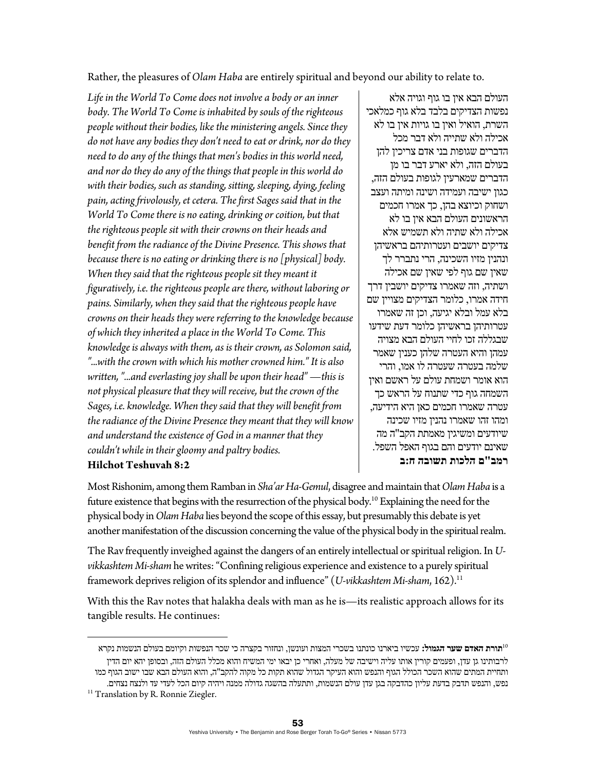Rather, the pleasures of *Olam Haba* are entirely spiritual and beyond our ability to relate to.

העולם הבא אין בו גוף וגויה אלא נפשות הצדיקים בלבד בלא גוף כמלאכי השרת, הואיל ואין בו גויות אין בו לא אכילה ולא שתייה ולא דבר מכל הדברים שגופות בני אדם צריכין להן בעולם הזה, ולא יארע דבר בו מן הדברים שמארעין לגופות בעולם הזה, כגון ישיבה ועמידה ושינה ומיתה ועצב ושחוק וכיוצא בהן, כך אמרו חכמים הראשונים העולם הבא אין בו לא אכילה ולא שתיה ולא תשמיש אלא צדיקים יושבים ועטרותיהם בראשיהן ונהנין מזיו השכינה, הרי נתברר לך שאין שם גוף לפי שאין שם אכילה ושתיה, וזה שאמרו צדיקים יושבין דרך חידה אמרו, כלומר הצדיקים מצויין שם בלא עמל ובלא יגיעה, וכן זה שאמרו עטרותיהן בראשיהן כלומר דעת שידעו שבגללה זכו לחיי העולם הבא מצויה עמהן והיא העטרה שלהן כענין שאמר שלמה בעטרה שעטרה לו אמו, והרי הוא אומר ושמחת עולם על ראשם ואין השמחה גוף כדי שתנוח על הראש כך עטרה שאמרו חכמים כאן היא הידיעה, ומהו זהו שאמרו נהנין מזיו שכינה שיודעים ומשיגין מאמתת הקב"ה מה שאינם יודעים והם בגוף האפל השפל.
**רמב"ם הלכות תשובה ח:ב**

*Life in the World To Come does not involve a body or an inner body. The World To Come is inhabited by souls of the righteous people without their bodies, like the ministering angels. Since they do not have any bodies they don't need to eat or drink, nor do they need to do any of the things that men's bodies in this world need, and nor do they do any of the things that people in this world do with their bodies, such as standing, sitting, sleeping, dying, feeling pain, acting frivolously, et cetera. The first Sages said that in the World To Come there is no eating, drinking or coition, but that the righteous people sit with their crowns on their heads and benefit from the radiance of the Divine Presence. This shows that because there is no eating or drinking there is no [physical] body. When they said that the righteous people sit they meant it figuratively, i.e. the righteous people are there, without laboring or pains. Similarly, when they said that the righteous people have crowns on their heads they were referring to the knowledge because of which they inherited a place in the World To Come. This knowledge is always with them, as is their crown, as Solomon said, "...with the crown with which his mother crowned him." It is also written, "...and everlasting joy shall be upon their head" —this is not physical pleasure that they will receive, but the crown of the Sages, i.e. knowledge. When they said that they will benefit from the radiance of the Divine Presence they meant that they will know and understand the existence of God in a manner that they couldn't while in their gloomy and paltry bodies.*
**Hilchot Teshuvah 8:2**

Most Rishonim, among them Ramban in *Sha'ar Ha-Gemul*, disagree and maintain that *Olam Haba* is a future existence that begins with the resurrection of the physical body.[10] Explaining the need for the physical body in *Olam Haba* lies beyond the scope of this essay, but presumably this debate is yet another manifestation of the discussion concerning the value of the physical body in the spiritual realm.

The Rav frequently inveighed against the dangers of an entirely intellectual or spiritual religion. In *U-vikkashtem Mi-sham* he writes: "Confining religious experience and existence to a purely spiritual framework deprives religion of its splendor and influence" (*U-vikkashtem Mi-sham*, 162).[11]

With this the Rav notes that halakha deals with man as he is—its realistic approach allows for its tangible results. He continues:

---

[10] **תורת האדם שער הגמול:** עכשיו ביארנו כונתנו בשכרי המצות ועונשן, ונחזור בקצרה כי שכר הנפשות וקיומם בעולם הנשמות נקרא לרבותינו גן עדן, ופעמים קורין אותו עליה וישיבה של מעלה, ואחרי כן יבאו ימי המשיח והוא מכלל העולם הזה, ובסופן יהא יום הדין ותחיית המתים שהוא השכר הכולל הגוף והנפש והוא העיקר הגדול שהוא תקות כל מקוה להקב"ה, והוא העולם הבא שבו ישוב הגוף כמו נפש, והנפש תדבק בדעת עליון כהדבקה בגן עדן עולם הנשמות, ותתעלה בהשגה גדולה ממנה ויהיה קיום הכל לעדי עד ולנצח נצחים.

[11] Translation by R. Ronnie Ziegler.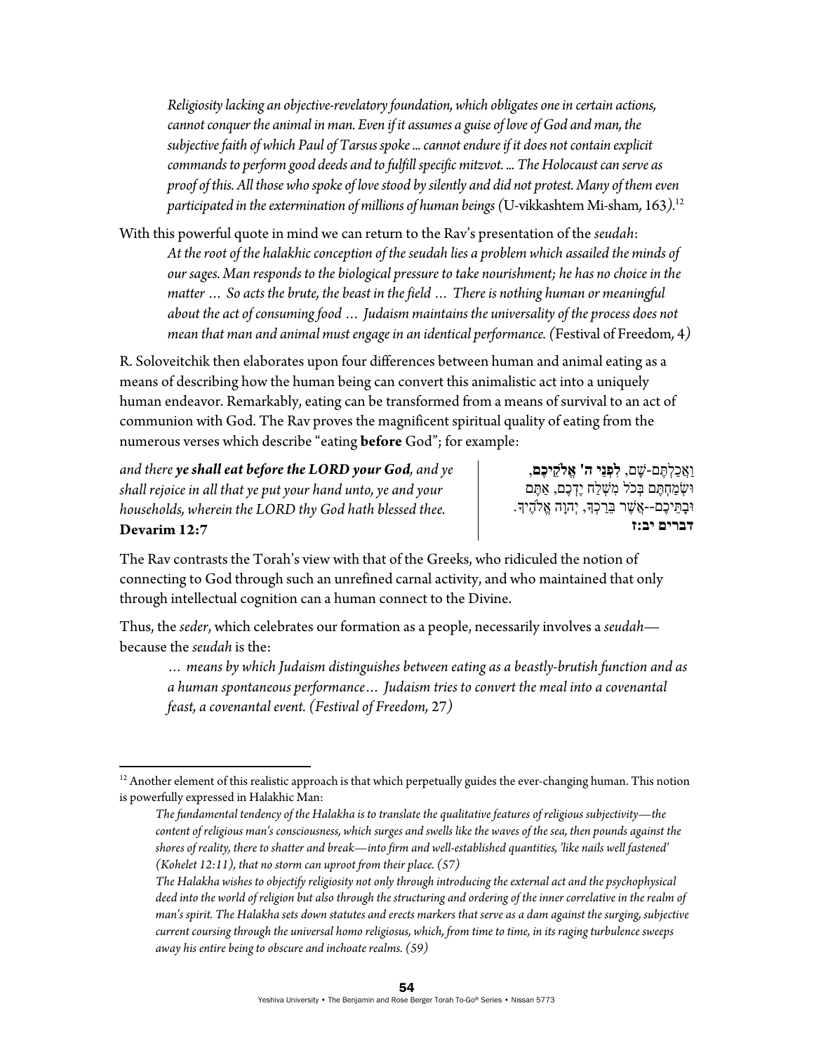> *Religiosity lacking an objective-revelatory foundation, which obligates one in certain actions, cannot conquer the animal in man. Even if it assumes a guise of love of God and man, the subjective faith of which Paul of Tarsus spoke ... cannot endure if it does not contain explicit commands to perform good deeds and to fulfill specific mitzvot. ... The Holocaust can serve as proof of this. All those who spoke of love stood by silently and did not protest. Many of them even participated in the extermination of millions of human beings (*U-vikkashtem Mi-sham*, 163).*[12]

With this powerful quote in mind we can return to the Rav's presentation of the *seudah*:

> *At the root of the halakhic conception of the seudah lies a problem which assailed the minds of our sages. Man responds to the biological pressure to take nourishment; he has no choice in the matter … So acts the brute, the beast in the field … There is nothing human or meaningful about the act of consuming food … Judaism maintains the universality of the process does not mean that man and animal must engage in an identical performance. (*Festival of Freedom*, 4)*

R. Soloveitchik then elaborates upon four differences between human and animal eating as a means of describing how the human being can convert this animalistic act into a uniquely human endeavor. Remarkably, eating can be transformed from a means of survival to an act of communion with God. The Rav proves the magnificent spiritual quality of eating from the numerous verses which describe "eating **before** God"; for example:

*and there **ye shall eat before the LORD your God**, and ye shall rejoice in all that ye put your hand unto, ye and your households, wherein the LORD thy God hath blessed thee.*
**Devarim 12:7**

וַאֲכַלְתֶּם-שָׁם, **לִפְנֵי ה' אֱלֹקֵיכֶם**, וּשְׂמַחְתֶּם בְּכֹל מִשְׁלַח יֶדְכֶם, אַתֶּם וּבָתֵּיכֶם--אֲשֶׁר בֵּרַכְךָ, יְהוָה אֱלֹהֶיךָ.
**דברים יב:ז**

The Rav contrasts the Torah's view with that of the Greeks, who ridiculed the notion of connecting to God through such an unrefined carnal activity, and who maintained that only through intellectual cognition can a human connect to the Divine.

Thus, the *seder*, which celebrates our formation as a people, necessarily involves a *seudah*—because the *seudah* is the:

> *… means by which Judaism distinguishes between eating as a beastly-brutish function and as a human spontaneous performance… Judaism tries to convert the meal into a covenantal feast, a covenantal event. (Festival of Freedom, 27)*

---

[12] Another element of this realistic approach is that which perpetually guides the ever-changing human. This notion is powerfully expressed in Halakhic Man:

> *The fundamental tendency of the Halakha is to translate the qualitative features of religious subjectivity—the content of religious man's consciousness, which surges and swells like the waves of the sea, then pounds against the shores of reality, there to shatter and break—into firm and well-established quantities, 'like nails well fastened' (Kohelet 12:11), that no storm can uproot from their place. (57)*
>
> *The Halakha wishes to objectify religiosity not only through introducing the external act and the psychophysical deed into the world of religion but also through the structuring and ordering of the inner correlative in the realm of man's spirit. The Halakha sets down statutes and erects markers that serve as a dam against the surging, subjective current coursing through the universal homo religiosus, which, from time to time, in its raging turbulence sweeps away his entire being to obscure and inchoate realms. (59)*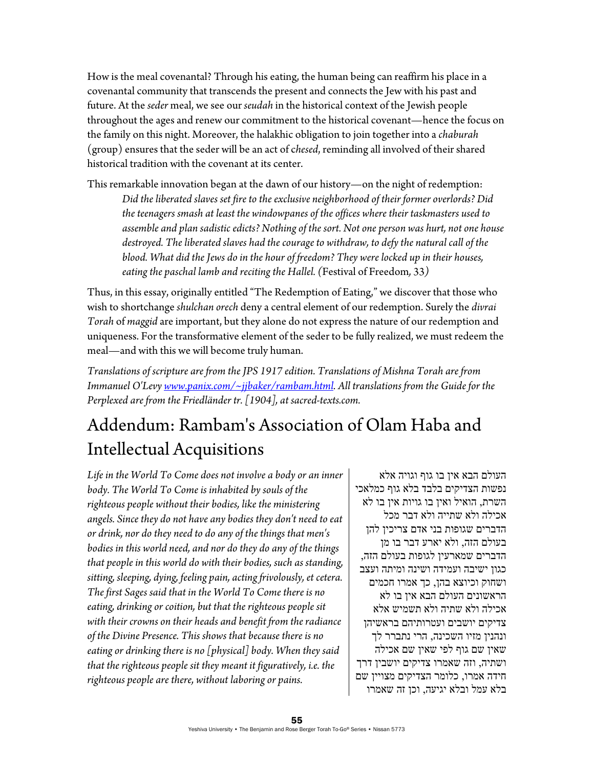How is the meal covenantal? Through his eating, the human being can reaffirm his place in a covenantal community that transcends the present and connects the Jew with his past and future. At the *seder* meal, we see our *seudah* in the historical context of the Jewish people throughout the ages and renew our commitment to the historical covenant—hence the focus on the family on this night. Moreover, the halakhic obligation to join together into a *chaburah* (group) ensures that the seder will be an act of *chesed*, reminding all involved of their shared historical tradition with the covenant at its center.

This remarkable innovation began at the dawn of our history—on the night of redemption:

> *Did the liberated slaves set fire to the exclusive neighborhood of their former overlords? Did the teenagers smash at least the windowpanes of the offices where their taskmasters used to assemble and plan sadistic edicts? Nothing of the sort. Not one person was hurt, not one house destroyed. The liberated slaves had the courage to withdraw, to defy the natural call of the blood. What did the Jews do in the hour of freedom? They were locked up in their houses, eating the paschal lamb and reciting the Hallel. (*Festival of Freedom*, 33)*

Thus, in this essay, originally entitled "The Redemption of Eating," we discover that those who wish to shortchange *shulchan orech* deny a central element of our redemption. Surely the *divrai Torah* of *maggid* are important, but they alone do not express the nature of our redemption and uniqueness. For the transformative element of the seder to be fully realized, we must redeem the meal—and with this we will become truly human.

*Translations of scripture are from the JPS 1917 edition. Translations of Mishna Torah are from Immanuel O'Levy www.panix.com/~jjbaker/rambam.html. All translations from the Guide for the Perplexed are from the Friedländer tr. [1904], at sacred-texts.com.*

# Addendum: Rambam's Association of Olam Haba and Intellectual Acquisitions

*Life in the World To Come does not involve a body or an inner body. The World To Come is inhabited by souls of the righteous people without their bodies, like the ministering angels. Since they do not have any bodies they don't need to eat or drink, nor do they need to do any of the things that men's bodies in this world need, and nor do they do any of the things that people in this world do with their bodies, such as standing, sitting, sleeping, dying, feeling pain, acting frivolously, et cetera. The first Sages said that in the World To Come there is no eating, drinking or coition, but that the righteous people sit with their crowns on their heads and benefit from the radiance of the Divine Presence. This shows that because there is no eating or drinking there is no [physical] body. When they said that the righteous people sit they meant it figuratively, i.e. the righteous people are there, without laboring or pains.*

העולם הבא אין בו גוף וגויה אלא נפשות הצדיקים בלבד בלא גוף כמלאכי השרת, הואיל ואין בו גויות אין בו לא אכילה ולא שתייה ולא דבר מכל הדברים שגופות בני אדם צריכין להן בעולם הזה, ולא יארע דבר בו מן הדברים שמארעין לגופות בעולם הזה, כגון ישיבה ועמידה ושינה ומיתה ועצב ושחוק וכיוצא בהן, כך אמרו חכמים הראשונים העולם הבא אין בו לא אכילה ולא שתיה ולא תשמיש אלא צדיקים יושבים ועטרותיהם בראשיהן ונהנין מזיו השכינה, הרי נתברר לך שאין שם גוף לפי שאין שם אכילה ושתיה, וזה שאמרו צדיקים יושבין דרך חידה אמרו, כלומר הצדיקים מצויין שם בלא עמל ובלא יגיעה, וכן זה שאמרו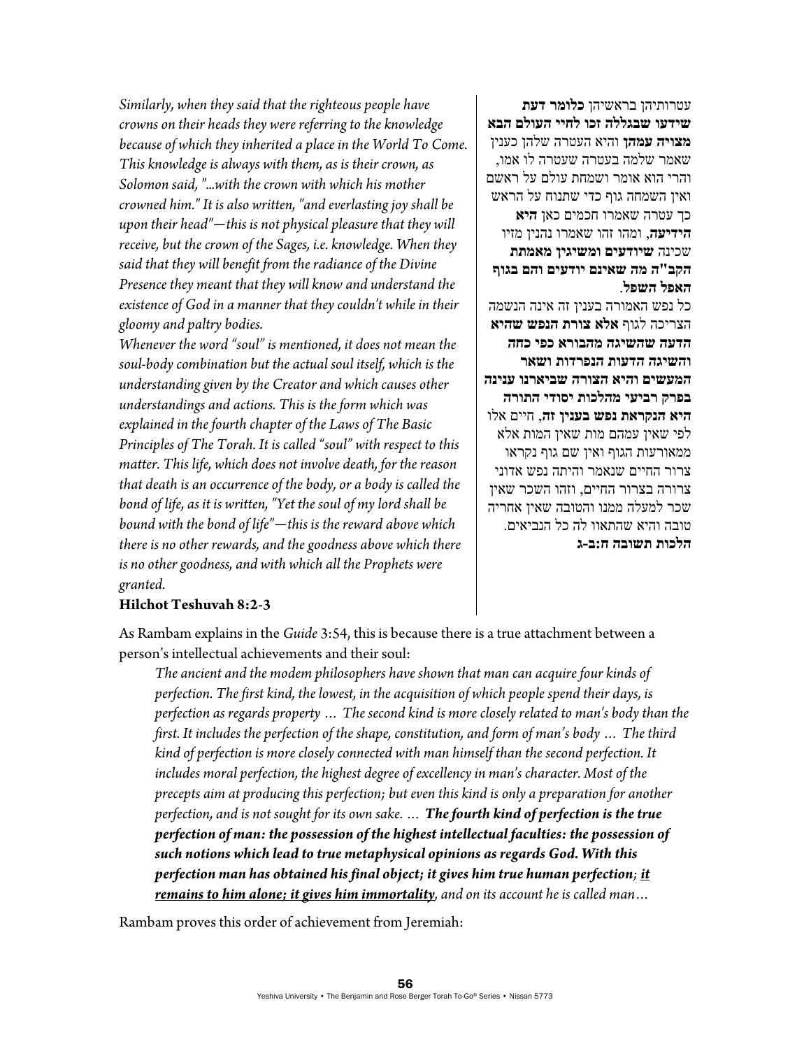*Similarly, when they said that the righteous people have crowns on their heads they were referring to the knowledge because of which they inherited a place in the World To Come. This knowledge is always with them, as is their crown, as Solomon said, "...with the crown with which his mother crowned him." It is also written, "and everlasting joy shall be upon their head"—this is not physical pleasure that they will receive, but the crown of the Sages, i.e. knowledge. When they said that they will benefit from the radiance of the Divine Presence they meant that they will know and understand the existence of God in a manner that they couldn't while in their gloomy and paltry bodies.*

*Whenever the word "soul" is mentioned, it does not mean the soul-body combination but the actual soul itself, which is the understanding given by the Creator and which causes other understandings and actions. This is the form which was explained in the fourth chapter of the Laws of The Basic Principles of The Torah. It is called "soul" with respect to this matter. This life, which does not involve death, for the reason that death is an occurrence of the body, or a body is called the bond of life, as it is written, "Yet the soul of my lord shall be bound with the bond of life"—this is the reward above which there is no other rewards, and the goodness above which there is no other goodness, and with which all the Prophets were granted.*

**Hilchot Teshuvah 8:2-3**

עטרותיהן בראשיהן **כלומר דעת שידעו שבגללה זכו לחיי העולם הבא מצויה עמהן** והיא העטרה שלהן כענין שאמר שלמה בעטרה שעטרה לו אמו, והרי הוא אומר ושמחת עולם על ראשם ואין השמחה גוף כדי שתנוח על הראש כך עטרה שאמרו חכמים כאן **היא הידיעה**, ומהו זהו שאמרו נהנין מזיו שכינה **שיודעים ומשיגין מאמתת הקב"ה מה שאינם יודעים והם בגוף האפל השפל.**

כל נפש האמורה בענין זה אינה הנשמה הצריכה לגוף **אלא צורת הנפש שהיא הדעה שהשיגה מהבורא כפי כחה והשיגה הדעות הנפרדות ושאר המעשים והיא הצורה שביארנו ענינה בפרק רביעי מהלכות יסודי התורה היא הנקראת נפש בענין זה**, חיים אלו לפי שאין עמהם מות שאין המות אלא ממאורעות הגוף ואין שם גוף נקראו צרור החיים שנאמר והיתה נפש אדוני צרורה בצרור החיים, וזהו השכר שאין שכר למעלה ממנו והטובה שאין אחריה טובה והיא שהתאוו לה כל הנביאים.

**הלכות תשובה ח:ב-ג**

As Rambam explains in the *Guide* 3:54, this is because there is a true attachment between a person's intellectual achievements and their soul:

> *The ancient and the modem philosophers have shown that man can acquire four kinds of perfection. The first kind, the lowest, in the acquisition of which people spend their days, is perfection as regards property … The second kind is more closely related to man's body than the first. It includes the perfection of the shape, constitution, and form of man's body … The third kind of perfection is more closely connected with man himself than the second perfection. It includes moral perfection, the highest degree of excellency in man's character. Most of the precepts aim at producing this perfection; but even this kind is only a preparation for another perfection, and is not sought for its own sake. …* ***The fourth kind of perfection is the true perfection of man: the possession of the highest intellectual faculties: the possession of such notions which lead to true metaphysical opinions as regards God. With this perfection man has obtained his final object; it gives him true human perfection; <u>it remains to him alone; it gives him immortality</u>****, and on its account he is called man…*

Rambam proves this order of achievement from Jeremiah: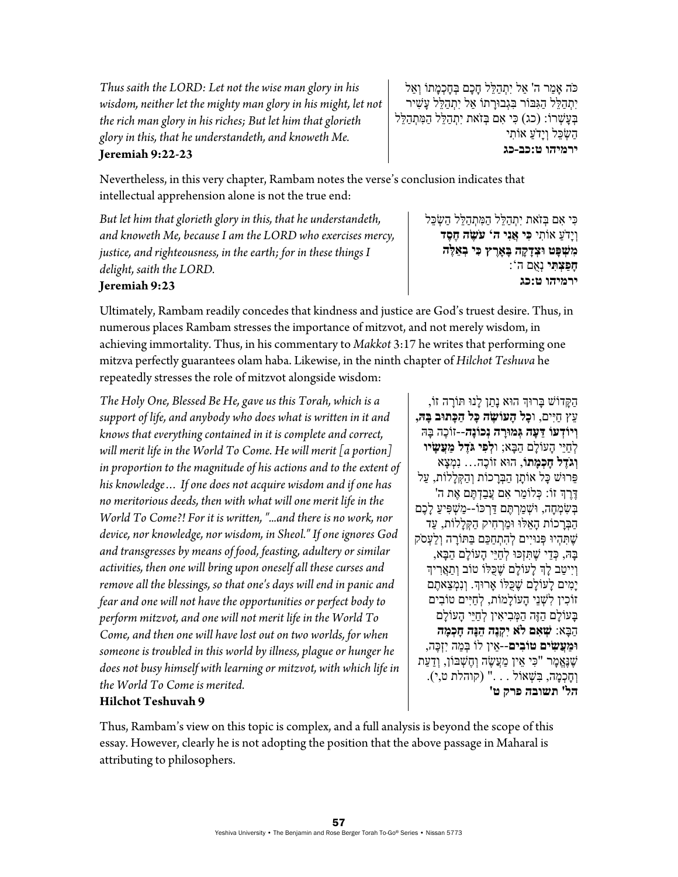*Thus saith the LORD: Let not the wise man glory in his wisdom, neither let the mighty man glory in his might, let not the rich man glory in his riches; But let him that glorieth glory in this, that he understandeth, and knoweth Me.*
**Jeremiah 9:22-23**

כֹּה אָמַר ה' אַל יִתְהַלֵּל חָכָם בְּחָכְמָתוֹ וְאַל יִתְהַלֵּל הַגִּבּוֹר בִּגְבוּרָתוֹ אַל יִתְהַלֵּל עָשִׁיר בְּעָשְׁרוֹ: (כג) כִּי אִם בְּזֹאת יִתְהַלֵּל הַמִּתְהַלֵּל הַשְׂכֵּל וְיָדֹעַ אוֹתִי
**ירמיהו ט:כב-כג**

Nevertheless, in this very chapter, Rambam notes the verse's conclusion indicates that intellectual apprehension alone is not the true end:

*But let him that glorieth glory in this, that he understandeth, and knoweth Me, because I am the LORD who exercises mercy, justice, and righteousness, in the earth; for in these things I delight, saith the LORD.*
**Jeremiah 9:23**

כִּי אִם בְּזֹאת יִתְהַלֵּל הַמִּתְהַלֵּל הַשְׂכֵּל וְיָדֹעַ אוֹתִי **כִּי אֲנִי ה' עֹשֶׂה חֶסֶד מִשְׁפָּט וּצְדָקָה בָּאָרֶץ כִּי בְאֵלֶּה חָפַצְתִּי** נְאֻם ה':
**ירמיהו ט:כג**

Ultimately, Rambam readily concedes that kindness and justice are God's truest desire. Thus, in numerous places Rambam stresses the importance of mitzvot, and not merely wisdom, in achieving immortality. Thus, in his commentary to *Makkot* 3:17 he writes that performing one mitzva perfectly guarantees olam haba. Likewise, in the ninth chapter of *Hilchot Teshuva* he repeatedly stresses the role of mitzvot alongside wisdom:

*The Holy One, Blessed Be He, gave us this Torah, which is a support of life, and anybody who does what is written in it and knows that everything contained in it is complete and correct, will merit life in the World To Come. He will merit [a portion] in proportion to the magnitude of his actions and to the extent of his knowledge… If one does not acquire wisdom and if one has no meritorious deeds, then with what will one merit life in the World To Come?! For it is written, "...and there is no work, nor device, nor knowledge, nor wisdom, in Sheol." If one ignores God and transgresses by means of food, feasting, adultery or similar activities, then one will bring upon oneself all these curses and remove all the blessings, so that one's days will end in panic and fear and one will not have the opportunities or perfect body to perform mitzvot, and one will not merit life in the World To Come, and then one will have lost out on two worlds, for when someone is troubled in this world by illness, plague or hunger he does not busy himself with learning or mitzvot, with which life in the World To Come is merited.*
**Hilchot Teshuvah 9**

הַקָּדוֹשׁ בָּרוּךְ הוּא נָתַן לָנוּ תּוֹרָה זוֹ, עֵץ חַיִּים, **וְכָל הָעוֹשֶׂה כָּל הַכָּתוּב בָּהּ, וְיוֹדְעוֹ דֵּעָה גְּמוּרָה נְכוֹנָה**--זוֹכֶה בָּהּ לְחַיֵּי הָעוֹלָם הַבָּא; **וּלְפִי גֹּדֶל מַעֲשָׂיו וְגֹדֶל חָכְמָתוֹ**, הוּא זוֹכֶה... נִמְצָא פֵּרוּשׁ כָּל אוֹתָן הַבְּרָכוֹת וְהַקְּלָלוֹת, עַל דֶּרֶךְ זוֹ: כְּלוֹמַר אִם עֲבַדְתֶּם אֶת ה' בְּשִׂמְחָה, וּשְׁמַרְתֶּם דַּרְכּוֹ--מַשְׁפִּיעַ לָכֶם הַבְּרָכוֹת הָאֵלּוּ וּמַרְחִיק הַקְּלָלוֹת, עַד שֶׁתִּהְיוּ פְּנוּיִים לְהִתְחַכַּם בַּתּוֹרָה וְלַעְסֹק בָּהּ, כְּדֵי שֶׁתִּזְכּוּ לְחַיֵּי הָעוֹלָם הַבָּא, וְיִיטַב לָךְ לָעוֹלָם שֶׁכֻּלּוֹ טוֹב וְתַאֲרִיךְ יָמִים לָעוֹלָם שֶׁכֻּלּוֹ אָרוּךְ. וְנִמְצֵאתֶם זוֹכִין לִשְׁנֵי הָעוֹלָמוֹת, לְחַיִּים טוֹבִים בָּעוֹלָם הַזֶּה הַמְּבִיאִין לְחַיֵּי הָעוֹלָם הַבָּא: **שְׁאִם לֹא יִקְנֶה הַנֶּה חָכְמָה וּמַעֲשִׂים טוֹבִים**--אֵין לוֹ בְּמָה יִזְכֶּה, שֶׁנֶּאֱמַר "כִּי אֵין מַעֲשֶׂה וְחֶשְׁבּוֹן, וְדַעַת וְחָכְמָה, בִּשְׁאוֹל . . ." (קוהלת ט,י).
**הל' תשובה פרק ט'**

Thus, Rambam's view on this topic is complex, and a full analysis is beyond the scope of this essay. However, clearly he is not adopting the position that the above passage in Maharal is attributing to philosophers.